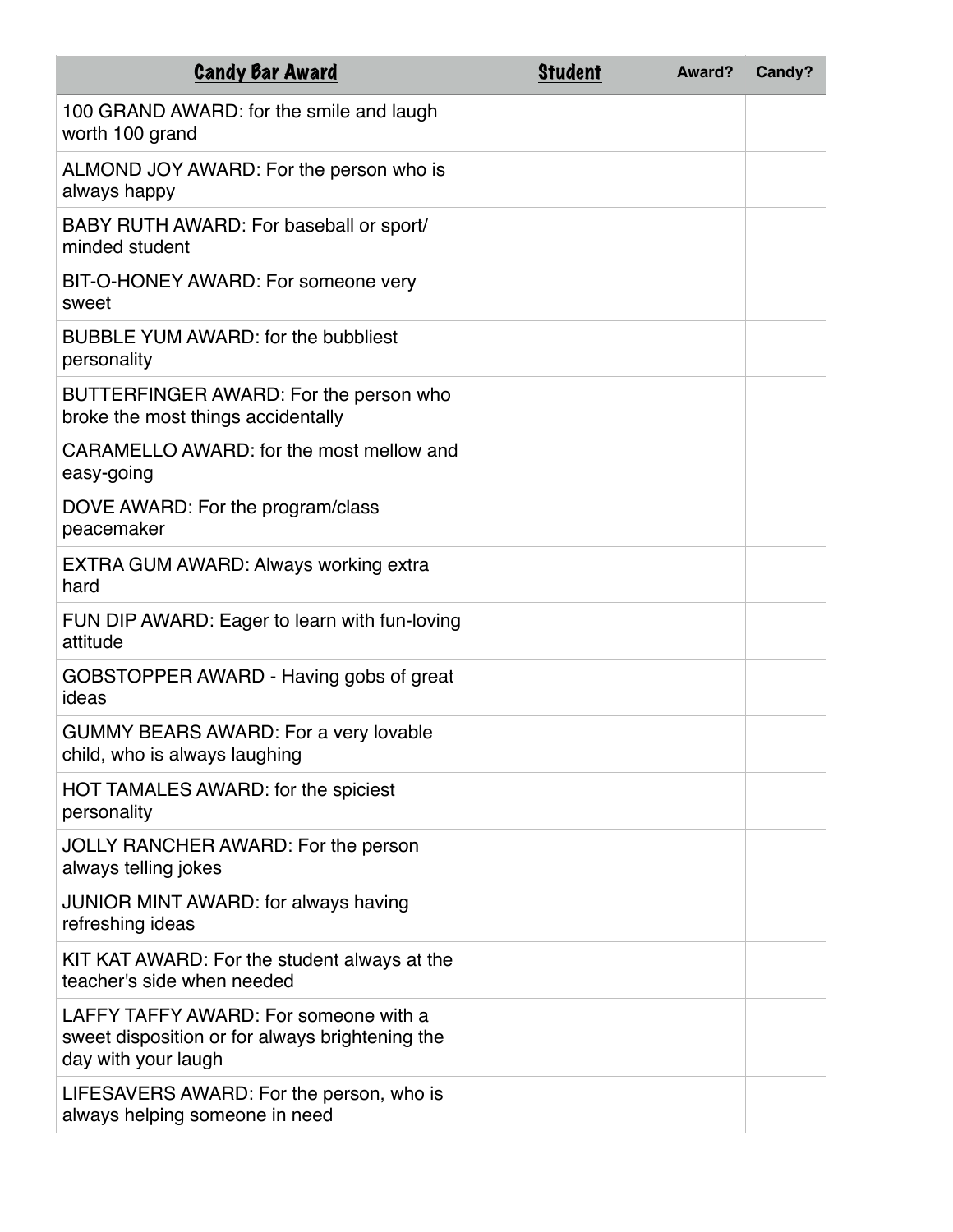| Candy Bar Award | Student | Award? | Candy? |
| --- | --- | --- | --- |
| 100 GRAND AWARD: for the smile and laugh worth 100 grand | | | |
| ALMOND JOY AWARD: For the person who is always happy | | | |
| BABY RUTH AWARD: For baseball or sport/ minded student | | | |
| BIT-O-HONEY AWARD: For someone very sweet | | | |
| BUBBLE YUM AWARD: for the bubbliest personality | | | |
| BUTTERFINGER AWARD: For the person who broke the most things accidentally | | | |
| CARAMELLO AWARD: for the most mellow and easy-going | | | |
| DOVE AWARD: For the program/class peacemaker | | | |
| EXTRA GUM AWARD: Always working extra hard | | | |
| FUN DIP AWARD: Eager to learn with fun-loving attitude | | | |
| GOBSTOPPER AWARD - Having gobs of great ideas | | | |
| GUMMY BEARS AWARD: For a very lovable child, who is always laughing | | | |
| HOT TAMALES AWARD: for the spiciest personality | | | |
| JOLLY RANCHER AWARD: For the person always telling jokes | | | |
| JUNIOR MINT AWARD: for always having refreshing ideas | | | |
| KIT KAT AWARD: For the student always at the teacher's side when needed | | | |
| LAFFY TAFFY AWARD: For someone with a sweet disposition or for always brightening the day with your laugh | | | |
| LIFESAVERS AWARD: For the person, who is always helping someone in need | | | |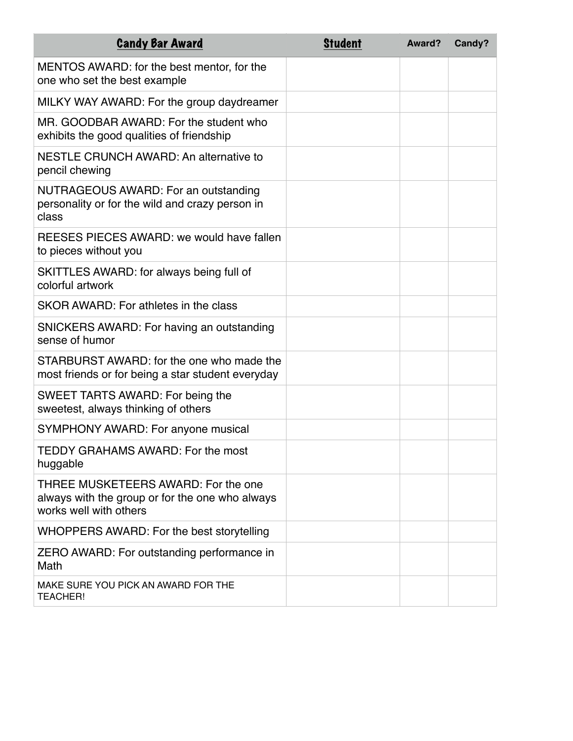| Candy Bar Award | Student | Award? | Candy? |
|---|---|---|---|
| MENTOS AWARD: for the best mentor, for the one who set the best example | | | |
| MILKY WAY AWARD: For the group daydreamer | | | |
| MR. GOODBAR AWARD: For the student who exhibits the good qualities of friendship | | | |
| NESTLE CRUNCH AWARD: An alternative to pencil chewing | | | |
| NUTRAGEOUS AWARD: For an outstanding personality or for the wild and crazy person in class | | | |
| REESES PIECES AWARD: we would have fallen to pieces without you | | | |
| SKITTLES AWARD: for always being full of colorful artwork | | | |
| SKOR AWARD: For athletes in the class | | | |
| SNICKERS AWARD: For having an outstanding sense of humor | | | |
| STARBURST AWARD: for the one who made the most friends or for being a star student everyday | | | |
| SWEET TARTS AWARD: For being the sweetest, always thinking of others | | | |
| SYMPHONY AWARD: For anyone musical | | | |
| TEDDY GRAHAMS AWARD: For the most huggable | | | |
| THREE MUSKETEERS AWARD: For the one always with the group or for the one who always works well with others | | | |
| WHOPPERS AWARD: For the best storytelling | | | |
| ZERO AWARD: For outstanding performance in Math | | | |
| MAKE SURE YOU PICK AN AWARD FOR THE TEACHER! | | | |